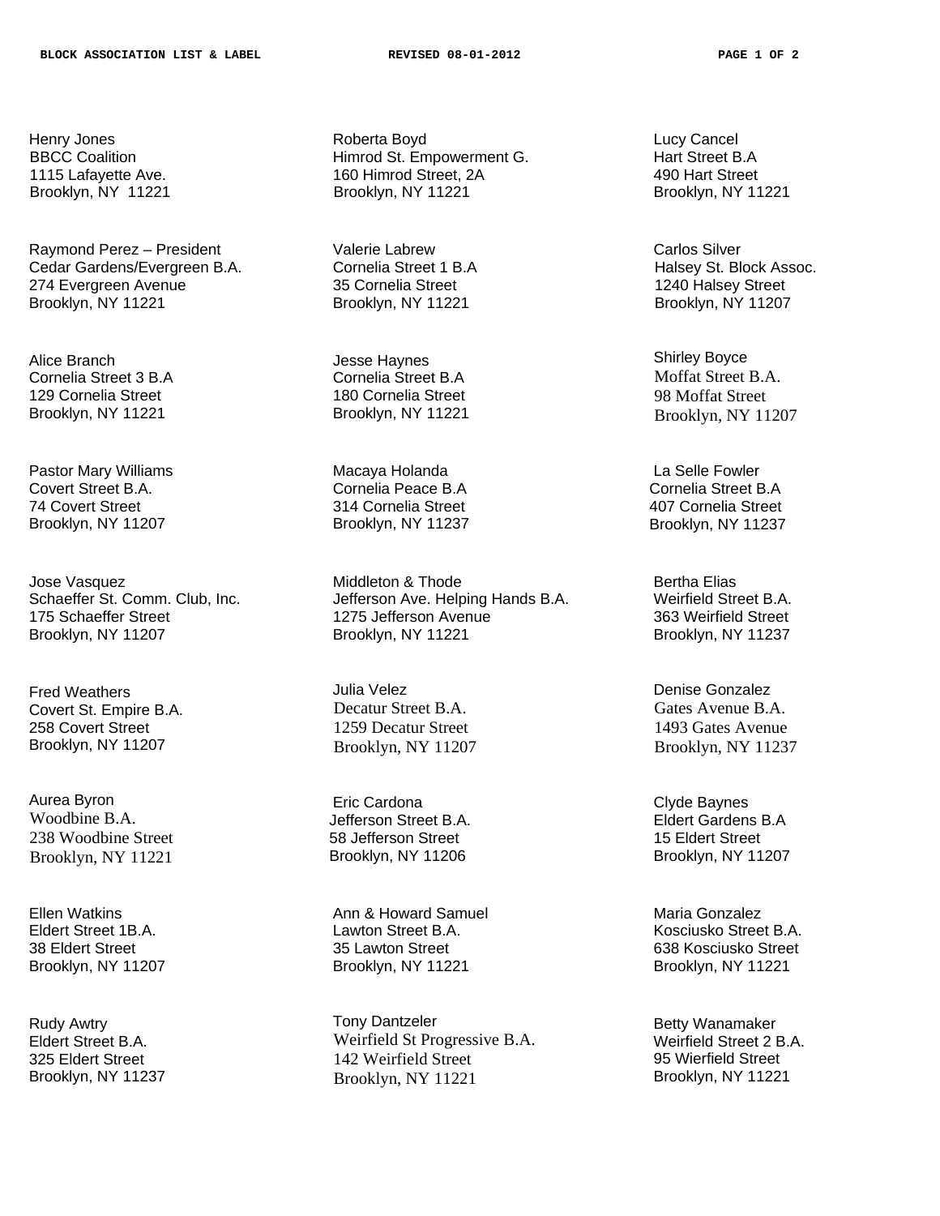Henry Jones
BBCC Coalition
1115 Lafayette Ave.
Brooklyn, NY 11221

Roberta Boyd
Himrod St. Empowerment G.
160 Himrod Street, 2A
Brooklyn, NY 11221

Lucy Cancel
Hart Street B.A
490 Hart Street
Brooklyn, NY 11221

Raymond Perez – President
Cedar Gardens/Evergreen B.A.
274 Evergreen Avenue
Brooklyn, NY 11221

Valerie Labrew
Cornelia Street 1 B.A
35 Cornelia Street
Brooklyn, NY 11221

Carlos Silver
Halsey St. Block Assoc.
1240 Halsey Street
Brooklyn, NY 11207

Alice Branch
Cornelia Street 3 B.A
129 Cornelia Street
Brooklyn, NY 11221

Jesse Haynes
Cornelia Street B.A
180 Cornelia Street
Brooklyn, NY 11221

Shirley Boyce
Moffat Street B.A.
98 Moffat Street
Brooklyn, NY 11207

Pastor Mary Williams
Covert Street B.A.
74 Covert Street
Brooklyn, NY 11207

Macaya Holanda
Cornelia Peace B.A
314 Cornelia Street
Brooklyn, NY 11237

La Selle Fowler
Cornelia Street B.A
407 Cornelia Street
Brooklyn, NY 11237

Jose Vasquez
Schaeffer St. Comm. Club, Inc.
175 Schaeffer Street
Brooklyn, NY 11207

Middleton & Thode
Jefferson Ave. Helping Hands B.A.
1275 Jefferson Avenue
Brooklyn, NY 11221

Bertha Elias
Weirfield Street B.A.
363 Weirfield Street
Brooklyn, NY 11237

Fred Weathers
Covert St. Empire B.A.
258 Covert Street
Brooklyn, NY 11207

Julia Velez
Decatur Street B.A.
1259 Decatur Street
Brooklyn, NY 11207

Denise Gonzalez
Gates Avenue B.A.
1493 Gates Avenue
Brooklyn, NY 11237

Aurea Byron
Woodbine B.A.
238 Woodbine Street
Brooklyn, NY 11221

Eric Cardona
Jefferson Street B.A.
58 Jefferson Street
Brooklyn, NY 11206

Clyde Baynes
Eldert Gardens B.A
15 Eldert Street
Brooklyn, NY 11207

Ellen Watkins
Eldert Street 1B.A.
38 Eldert Street
Brooklyn, NY 11207

Ann & Howard Samuel
Lawton Street B.A.
35 Lawton Street
Brooklyn, NY 11221

Maria Gonzalez
Kosciusko Street B.A.
638 Kosciusko Street
Brooklyn, NY 11221

Rudy Awtry
Eldert Street B.A.
325 Eldert Street
Brooklyn, NY 11237

Tony Dantzeler
Weirfield St Progressive B.A.
142 Weirfield Street
Brooklyn, NY 11221

Betty Wanamaker
Weirfield Street 2 B.A.
95 Wierfield Street
Brooklyn, NY 11221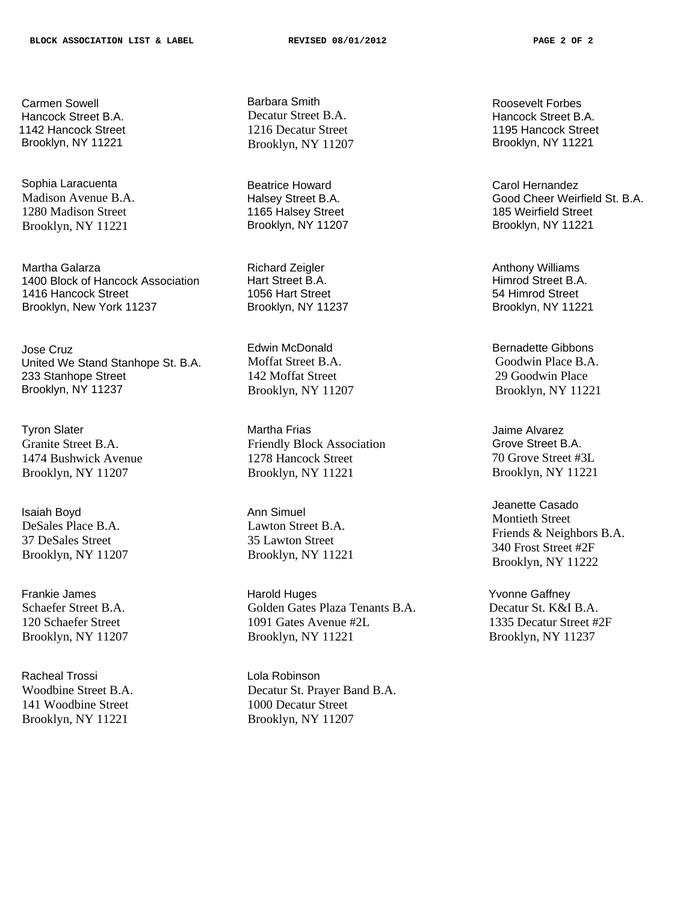Carmen Sowell
Hancock Street B.A.
1142 Hancock Street
Brooklyn, NY 11221

Sophia Laracuenta
Madison Avenue B.A.
1280 Madison Street
Brooklyn, NY 11221

Martha Galarza
1400 Block of Hancock Association
1416 Hancock Street
Brooklyn, New York 11237

Jose Cruz
United We Stand Stanhope St. B.A.
233 Stanhope Street
Brooklyn, NY 11237

Tyron Slater
Granite Street B.A.
1474 Bushwick Avenue
Brooklyn, NY 11207

Isaiah Boyd
DeSales Place B.A.
37 DeSales Street
Brooklyn, NY 11207

Frankie James
Schaefer Street B.A.
120 Schaefer Street
Brooklyn, NY 11207

Racheal Trossi
Woodbine Street B.A.
141 Woodbine Street
Brooklyn, NY 11221

Barbara Smith
Decatur Street B.A.
1216 Decatur Street
Brooklyn, NY 11207

Beatrice Howard
Halsey Street B.A.
1165 Halsey Street
Brooklyn, NY 11207

Richard Zeigler
Hart Street B.A.
1056 Hart Street
Brooklyn, NY 11237

Edwin McDonald
Moffat Street B.A.
142 Moffat Street
Brooklyn, NY 11207

Martha Frias
Friendly Block Association
1278 Hancock Street
Brooklyn, NY 11221

Ann Simuel
Lawton Street B.A.
35 Lawton Street
Brooklyn, NY 11221

Harold Huges
Golden Gates Plaza Tenants B.A.
1091 Gates Avenue #2L
Brooklyn, NY 11221

Lola Robinson
Decatur St. Prayer Band B.A.
1000 Decatur Street
Brooklyn, NY 11207

Roosevelt Forbes
Hancock Street B.A.
1195 Hancock Street
Brooklyn, NY 11221

Carol Hernandez
Good Cheer Weirfield St. B.A.
185 Weirfield Street
Brooklyn, NY 11221

Anthony Williams
Himrod Street B.A.
54 Himrod Street
Brooklyn, NY 11221

Bernadette Gibbons
Goodwin Place B.A.
29 Goodwin Place
Brooklyn, NY 11221

Jaime Alvarez
Grove Street B.A.
70 Grove Street #3L
Brooklyn, NY 11221

Jeanette Casado
Montieth Street
Friends & Neighbors B.A.
340 Frost Street #2F
Brooklyn, NY 11222

Yvonne Gaffney
Decatur St. K&I B.A.
1335 Decatur Street #2F
Brooklyn, NY 11237